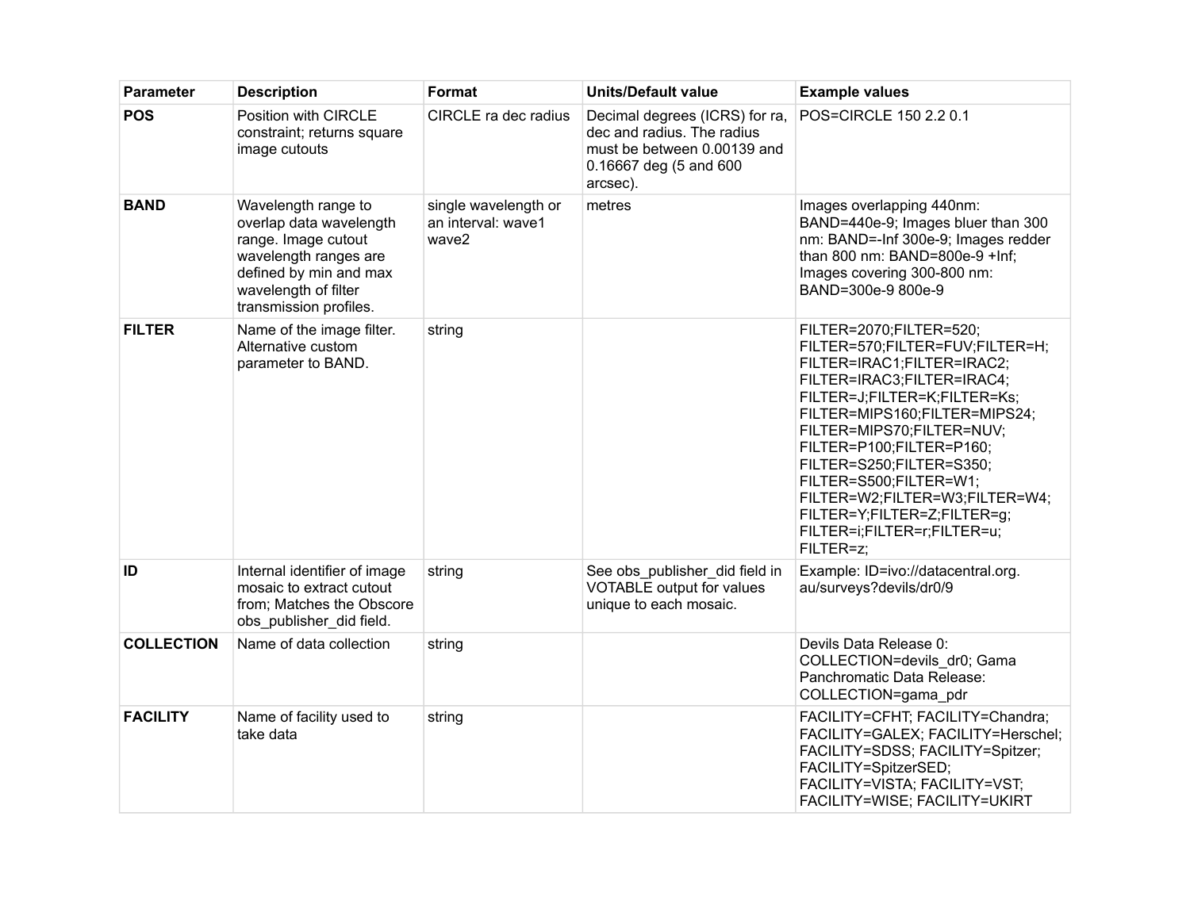| Parameter | Description | Format | Units/Default value | Example values |
| --- | --- | --- | --- | --- |
| **POS** | Position with CIRCLE constraint; returns square image cutouts | CIRCLE ra dec radius | Decimal degrees (ICRS) for ra, dec and radius. The radius must be between 0.00139 and 0.16667 deg (5 and 600 arcsec). | POS=CIRCLE 150 2.2 0.1 |
| **BAND** | Wavelength range to overlap data wavelength range. Image cutout wavelength ranges are defined by min and max wavelength of filter transmission profiles. | single wavelength or an interval: wave1 wave2 | metres | Images overlapping 440nm: BAND=440e-9; Images bluer than 300 nm: BAND=-Inf 300e-9; Images redder than 800 nm: BAND=800e-9 +Inf; Images covering 300-800 nm: BAND=300e-9 800e-9 |
| **FILTER** | Name of the image filter. Alternative custom parameter to BAND. | string | | FILTER=2070;FILTER=520; FILTER=570;FILTER=FUV;FILTER=H; FILTER=IRAC1;FILTER=IRAC2; FILTER=IRAC3;FILTER=IRAC4; FILTER=J;FILTER=K;FILTER=Ks; FILTER=MIPS160;FILTER=MIPS24; FILTER=MIPS70;FILTER=NUV; FILTER=P100;FILTER=P160; FILTER=S250;FILTER=S350; FILTER=S500;FILTER=W1; FILTER=W2;FILTER=W3;FILTER=W4; FILTER=Y;FILTER=Z;FILTER=g; FILTER=i;FILTER=r;FILTER=u; FILTER=z; |
| **ID** | Internal identifier of image mosaic to extract cutout from; Matches the Obscore obs_publisher_did field. | string | See obs_publisher_did field in VOTABLE output for values unique to each mosaic. | Example: ID=ivo://datacentral.org.au/surveys?devils/dr0/9 |
| **COLLECTION** | Name of data collection | string | | Devils Data Release 0: COLLECTION=devils_dr0; Gama Panchromatic Data Release: COLLECTION=gama_pdr |
| **FACILITY** | Name of facility used to take data | string | | FACILITY=CFHT; FACILITY=Chandra; FACILITY=GALEX; FACILITY=Herschel; FACILITY=SDSS; FACILITY=Spitzer; FACILITY=SpitzerSED; FACILITY=VISTA; FACILITY=VST; FACILITY=WISE; FACILITY=UKIRT |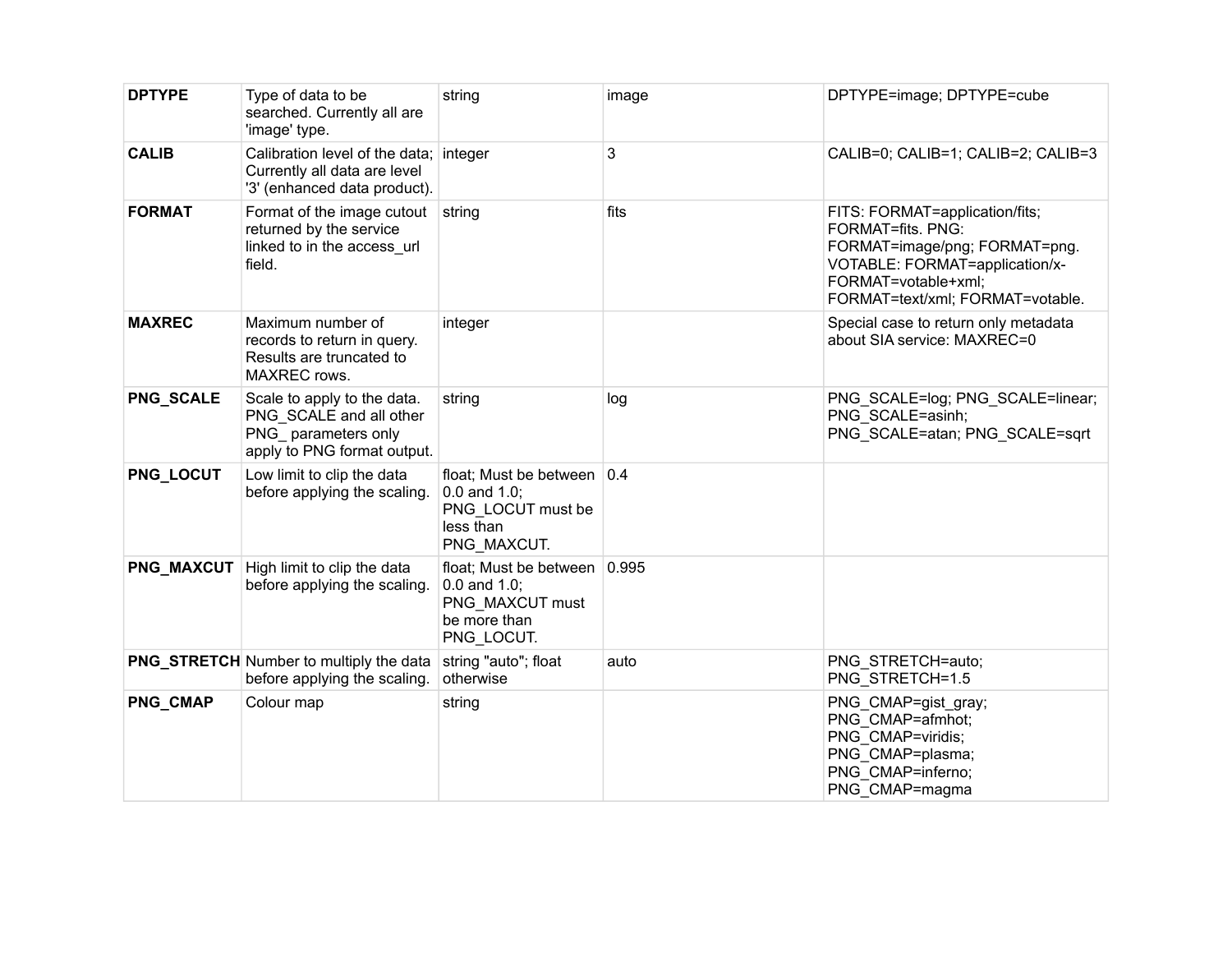| | | | | |
|---|---|---|---|---|
| **DPTYPE** | Type of data to be searched. Currently all are 'image' type. | string | image | DPTYPE=image; DPTYPE=cube |
| **CALIB** | Calibration level of the data; Currently all data are level '3' (enhanced data product). | integer | 3 | CALIB=0; CALIB=1; CALIB=2; CALIB=3 |
| **FORMAT** | Format of the image cutout returned by the service linked to in the access_url field. | string | fits | FITS: FORMAT=application/fits; FORMAT=fits. PNG: FORMAT=image/png; FORMAT=png. VOTABLE: FORMAT=application/x-FORMAT=votable+xml; FORMAT=text/xml; FORMAT=votable. |
| **MAXREC** | Maximum number of records to return in query. Results are truncated to MAXREC rows. | integer | | Special case to return only metadata about SIA service: MAXREC=0 |
| **PNG_SCALE** | Scale to apply to the data. PNG_SCALE and all other PNG_ parameters only apply to PNG format output. | string | log | PNG_SCALE=log; PNG_SCALE=linear; PNG_SCALE=asinh; PNG_SCALE=atan; PNG_SCALE=sqrt |
| **PNG_LOCUT** | Low limit to clip the data before applying the scaling. | float; Must be between 0.0 and 1.0; PNG_LOCUT must be less than PNG_MAXCUT. | 0.4 | |
| **PNG_MAXCUT** | High limit to clip the data before applying the scaling. | float; Must be between 0.0 and 1.0; PNG_MAXCUT must be more than PNG_LOCUT. | 0.995 | |
| **PNG_STRETCH** | Number to multiply the data before applying the scaling. | string "auto"; float otherwise | auto | PNG_STRETCH=auto; PNG_STRETCH=1.5 |
| **PNG_CMAP** | Colour map | string | | PNG_CMAP=gist_gray; PNG_CMAP=afmhot; PNG_CMAP=viridis; PNG_CMAP=plasma; PNG_CMAP=inferno; PNG_CMAP=magma |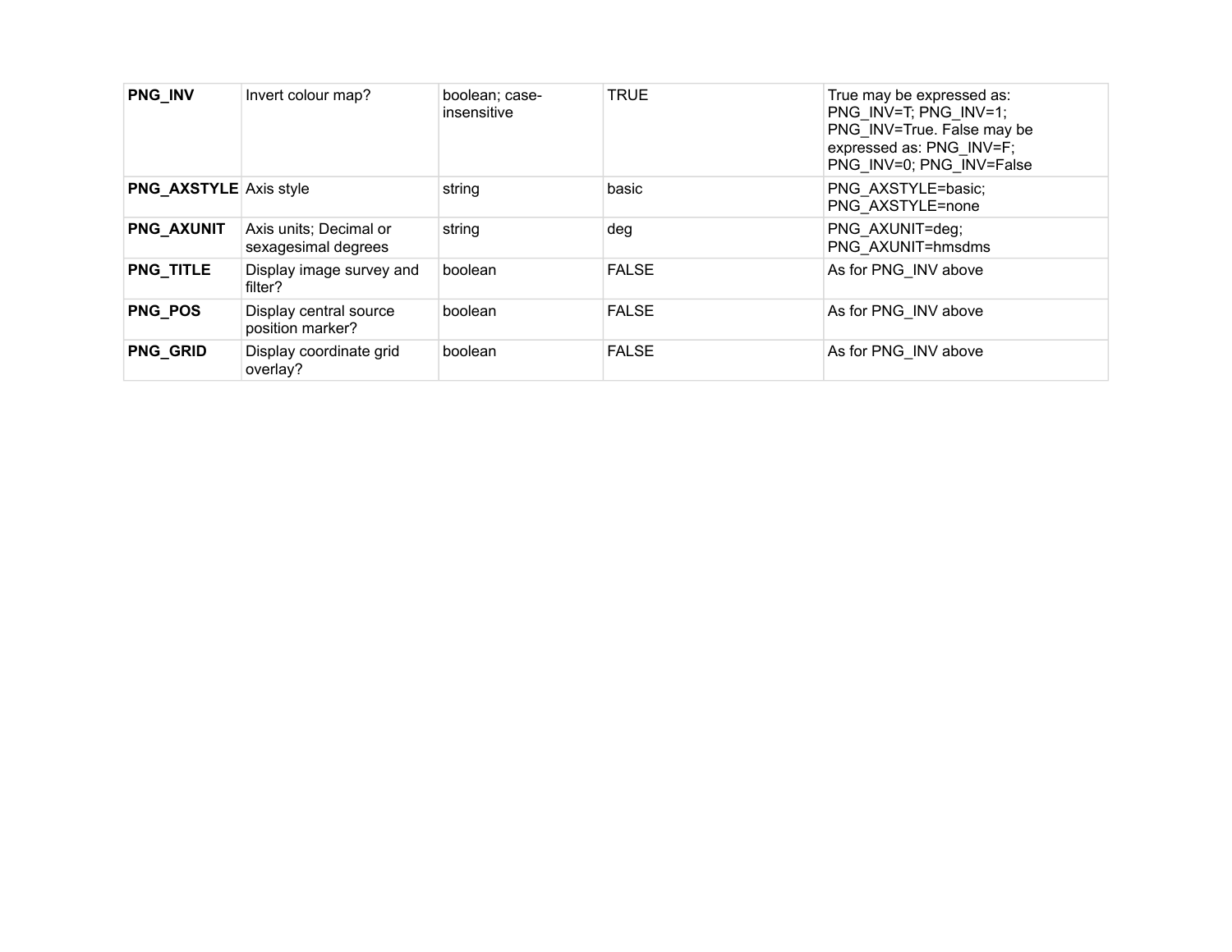| | | | | |
|---|---|---|---|---|
| **PNG_INV** | Invert colour map? | boolean; case-insensitive | TRUE | True may be expressed as: PNG_INV=T; PNG_INV=1; PNG_INV=True. False may be expressed as: PNG_INV=F; PNG_INV=0; PNG_INV=False |
| **PNG_AXSTYLE** | Axis style | string | basic | PNG_AXSTYLE=basic; PNG_AXSTYLE=none |
| **PNG_AXUNIT** | Axis units; Decimal or sexagesimal degrees | string | deg | PNG_AXUNIT=deg; PNG_AXUNIT=hmsdms |
| **PNG_TITLE** | Display image survey and filter? | boolean | FALSE | As for PNG_INV above |
| **PNG_POS** | Display central source position marker? | boolean | FALSE | As for PNG_INV above |
| **PNG_GRID** | Display coordinate grid overlay? | boolean | FALSE | As for PNG_INV above |